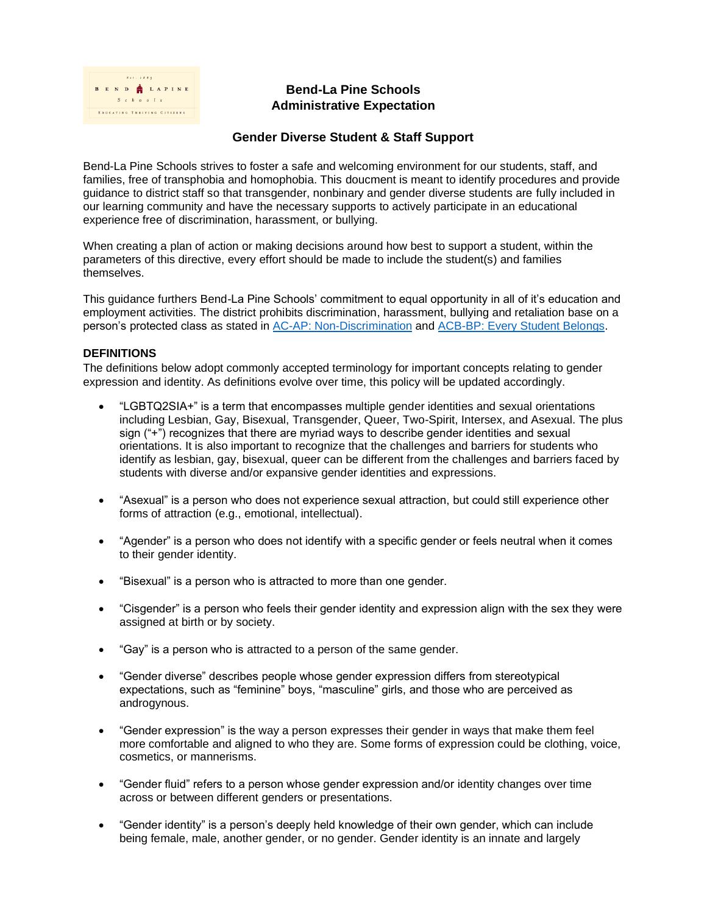**Bend-La Pine Schools**
**Administrative Expectation**

## Gender Diverse Student & Staff Support

Bend-La Pine Schools strives to foster a safe and welcoming environment for our students, staff, and families, free of transphobia and homophobia. This doucment is meant to identify procedures and provide guidance to district staff so that transgender, nonbinary and gender diverse students are fully included in our learning community and have the necessary supports to actively participate in an educational experience free of discrimination, harassment, or bullying.

When creating a plan of action or making decisions around how best to support a student, within the parameters of this directive, every effort should be made to include the student(s) and families themselves.

This guidance furthers Bend-La Pine Schools' commitment to equal opportunity in all of it's education and employment activities. The district prohibits discrimination, harassment, bullying and retaliation base on a person's protected class as stated in AC-AP: Non-Discrimination and ACB-BP: Every Student Belongs.

**DEFINITIONS**

The definitions below adopt commonly accepted terminology for important concepts relating to gender expression and identity. As definitions evolve over time, this policy will be updated accordingly.

- "LGBTQ2SIA+" is a term that encompasses multiple gender identities and sexual orientations including Lesbian, Gay, Bisexual, Transgender, Queer, Two-Spirit, Intersex, and Asexual. The plus sign ("+") recognizes that there are myriad ways to describe gender identities and sexual orientations. It is also important to recognize that the challenges and barriers for students who identify as lesbian, gay, bisexual, queer can be different from the challenges and barriers faced by students with diverse and/or expansive gender identities and expressions.

- "Asexual" is a person who does not experience sexual attraction, but could still experience other forms of attraction (e.g., emotional, intellectual).

- "Agender" is a person who does not identify with a specific gender or feels neutral when it comes to their gender identity.

- "Bisexual" is a person who is attracted to more than one gender.

- "Cisgender" is a person who feels their gender identity and expression align with the sex they were assigned at birth or by society.

- "Gay" is a person who is attracted to a person of the same gender.

- "Gender diverse" describes people whose gender expression differs from stereotypical expectations, such as "feminine" boys, "masculine" girls, and those who are perceived as androgynous.

- "Gender expression" is the way a person expresses their gender in ways that make them feel more comfortable and aligned to who they are. Some forms of expression could be clothing, voice, cosmetics, or mannerisms.

- "Gender fluid" refers to a person whose gender expression and/or identity changes over time across or between different genders or presentations.

- "Gender identity" is a person's deeply held knowledge of their own gender, which can include being female, male, another gender, or no gender. Gender identity is an innate and largely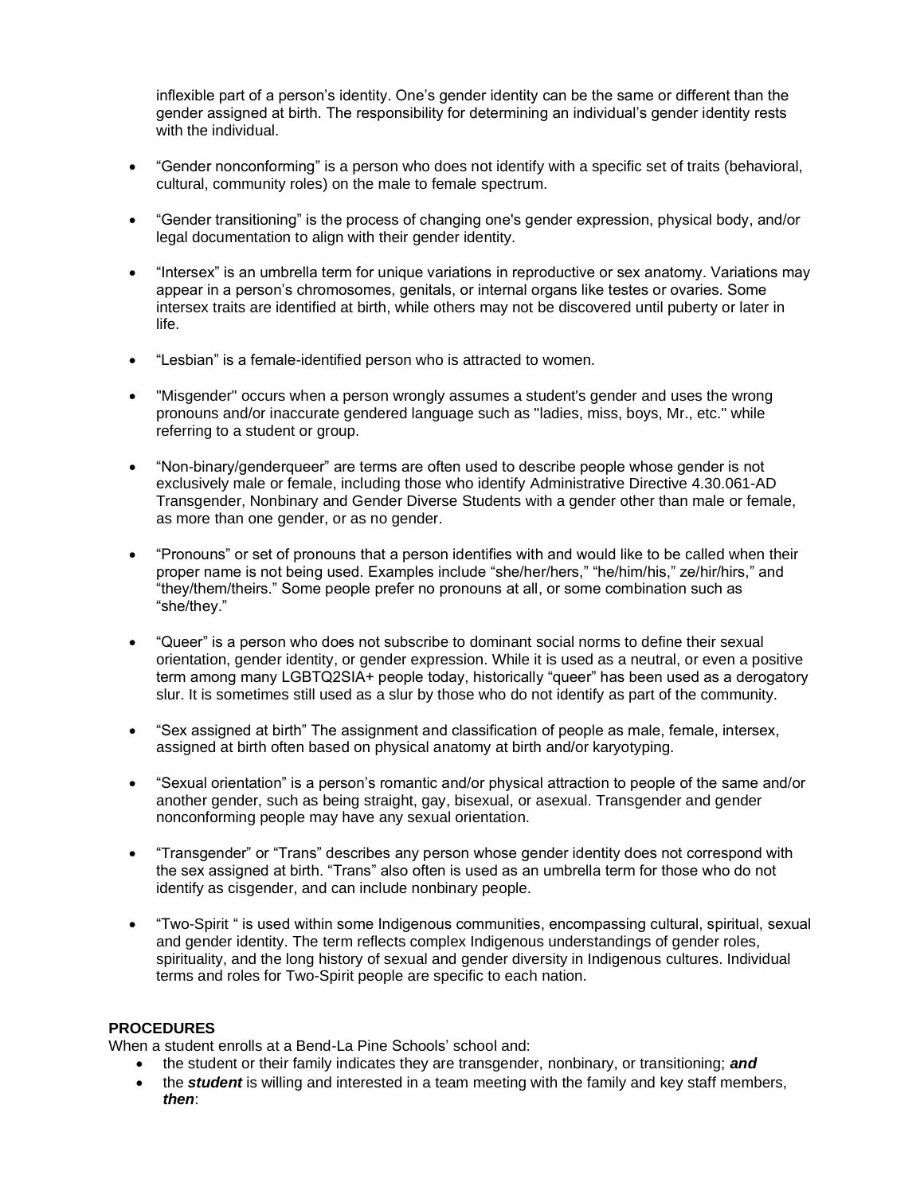inflexible part of a person's identity. One's gender identity can be the same or different than the gender assigned at birth. The responsibility for determining an individual's gender identity rests with the individual.

- "Gender nonconforming" is a person who does not identify with a specific set of traits (behavioral, cultural, community roles) on the male to female spectrum.

- "Gender transitioning" is the process of changing one's gender expression, physical body, and/or legal documentation to align with their gender identity.

- "Intersex" is an umbrella term for unique variations in reproductive or sex anatomy. Variations may appear in a person's chromosomes, genitals, or internal organs like testes or ovaries. Some intersex traits are identified at birth, while others may not be discovered until puberty or later in life.

- "Lesbian" is a female-identified person who is attracted to women.

- "Misgender" occurs when a person wrongly assumes a student's gender and uses the wrong pronouns and/or inaccurate gendered language such as "ladies, miss, boys, Mr., etc." while referring to a student or group.

- "Non-binary/genderqueer" are terms are often used to describe people whose gender is not exclusively male or female, including those who identify Administrative Directive 4.30.061-AD Transgender, Nonbinary and Gender Diverse Students with a gender other than male or female, as more than one gender, or as no gender.

- "Pronouns" or set of pronouns that a person identifies with and would like to be called when their proper name is not being used. Examples include "she/her/hers," "he/him/his," ze/hir/hirs," and "they/them/theirs." Some people prefer no pronouns at all, or some combination such as "she/they."

- "Queer" is a person who does not subscribe to dominant social norms to define their sexual orientation, gender identity, or gender expression. While it is used as a neutral, or even a positive term among many LGBTQ2SIA+ people today, historically "queer" has been used as a derogatory slur. It is sometimes still used as a slur by those who do not identify as part of the community.

- "Sex assigned at birth" The assignment and classification of people as male, female, intersex, assigned at birth often based on physical anatomy at birth and/or karyotyping.

- "Sexual orientation" is a person's romantic and/or physical attraction to people of the same and/or another gender, such as being straight, gay, bisexual, or asexual. Transgender and gender nonconforming people may have any sexual orientation.

- "Transgender" or "Trans" describes any person whose gender identity does not correspond with the sex assigned at birth. "Trans" also often is used as an umbrella term for those who do not identify as cisgender, and can include nonbinary people.

- "Two-Spirit " is used within some Indigenous communities, encompassing cultural, spiritual, sexual and gender identity. The term reflects complex Indigenous understandings of gender roles, spirituality, and the long history of sexual and gender diversity in Indigenous cultures. Individual terms and roles for Two-Spirit people are specific to each nation.

**PROCEDURES**

When a student enrolls at a Bend-La Pine Schools' school and:

- the student or their family indicates they are transgender, nonbinary, or transitioning; ***and***
- the ***student*** is willing and interested in a team meeting with the family and key staff members, ***then***: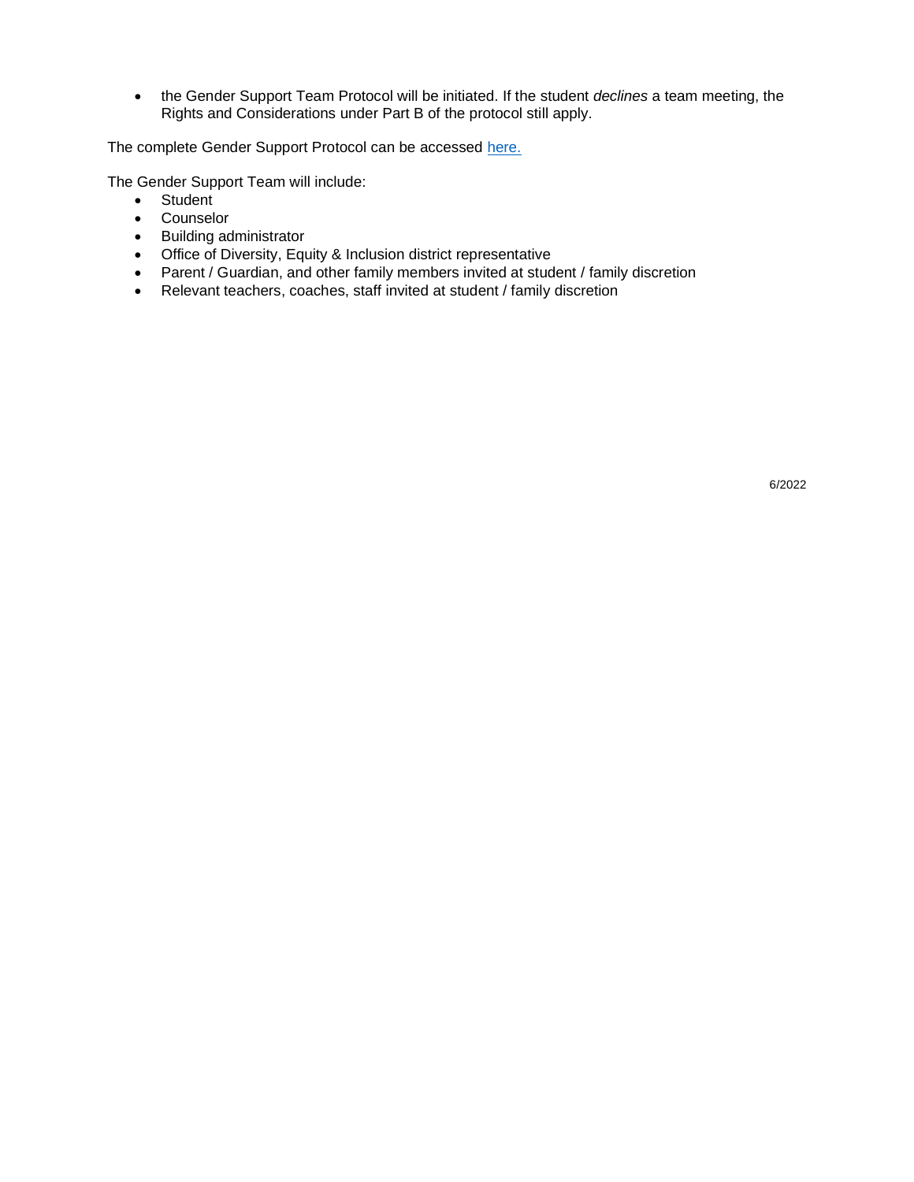- the Gender Support Team Protocol will be initiated. If the student *declines* a team meeting, the Rights and Considerations under Part B of the protocol still apply.

The complete Gender Support Protocol can be accessed here.

The Gender Support Team will include:

- Student
- Counselor
- Building administrator
- Office of Diversity, Equity & Inclusion district representative
- Parent / Guardian, and other family members invited at student / family discretion
- Relevant teachers, coaches, staff invited at student / family discretion

6/2022